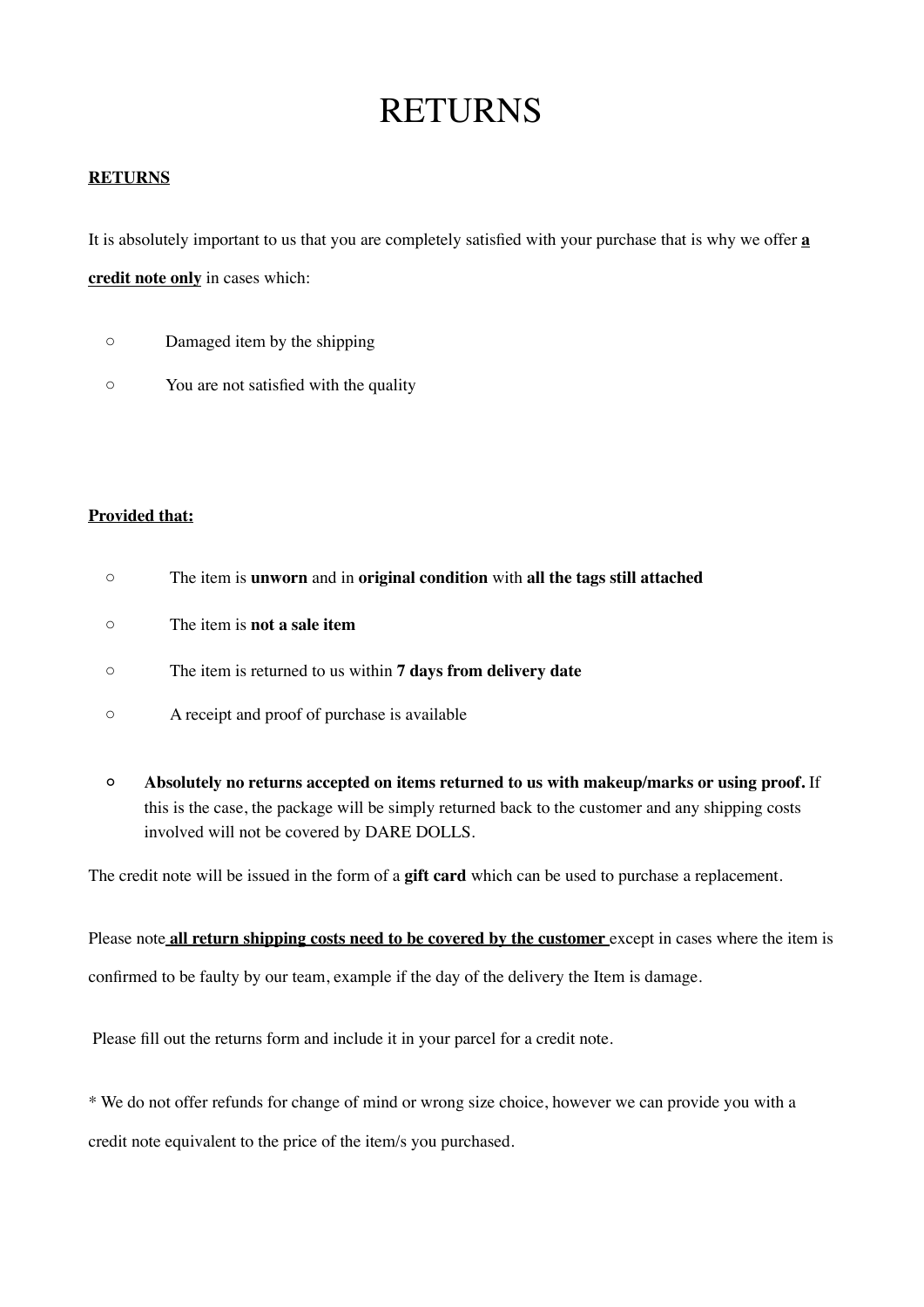# RETURNS

**RETURNS**

It is absolutely important to us that you are completely satisfied with your purchase that is why we offer **a credit note only** in cases which:

- Damaged item by the shipping
- You are not satisfied with the quality

**Provided that:**

- The item is **unworn** and in **original condition** with **all the tags still attached**
- The item is **not a sale item**
- The item is returned to us within **7 days from delivery date**
- A receipt and proof of purchase is available
- **Absolutely no returns accepted on items returned to us with makeup/marks or using proof.** If this is the case, the package will be simply returned back to the customer and any shipping costs involved will not be covered by DARE DOLLS.

The credit note will be issued in the form of a **gift card** which can be used to purchase a replacement.

Please note **all return shipping costs need to be covered by the customer** except in cases where the item is confirmed to be faulty by our team, example if the day of the delivery the Item is damage.

Please fill out the returns form and include it in your parcel for a credit note.

* We do not offer refunds for change of mind or wrong size choice, however we can provide you with a credit note equivalent to the price of the item/s you purchased.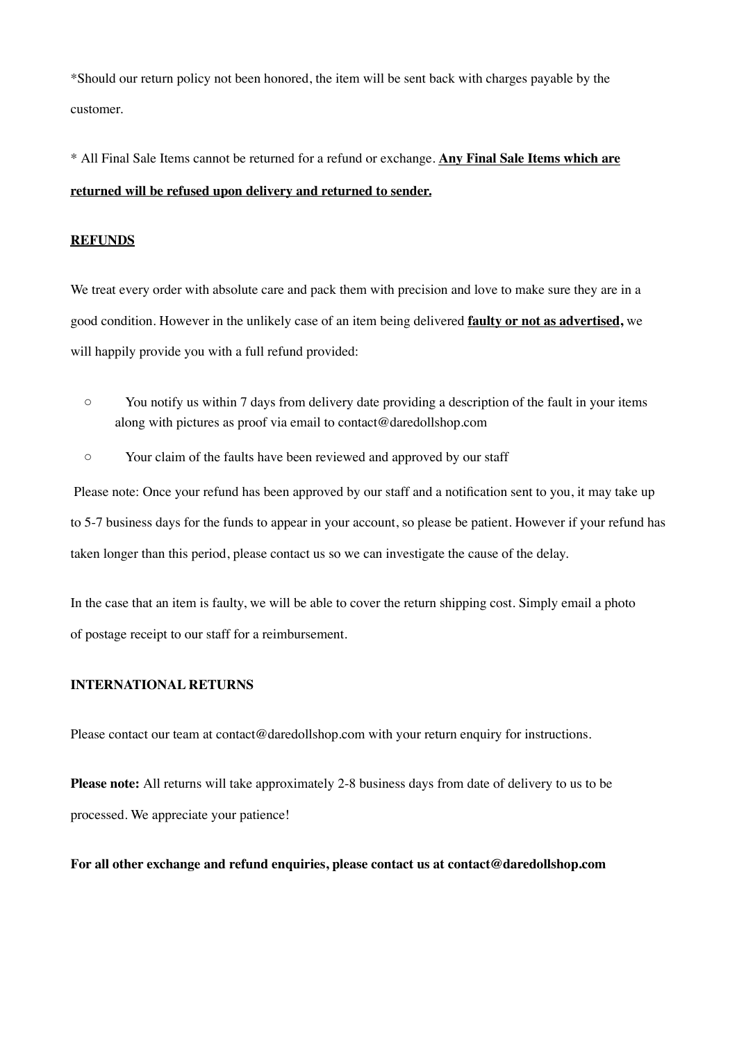*Should our return policy not been honored, the item will be sent back with charges payable by the customer.

* All Final Sale Items cannot be returned for a refund or exchange. **<u>Any Final Sale Items which are returned will be refused upon delivery and returned to sender.</u>**

## <u>REFUNDS</u>

We treat every order with absolute care and pack them with precision and love to make sure they are in a good condition. However in the unlikely case of an item being delivered **<u>faulty or not as advertised,</u>** we will happily provide you with a full refund provided:

- You notify us within 7 days from delivery date providing a description of the fault in your items along with pictures as proof via email to contact@daredollshop.com
- Your claim of the faults have been reviewed and approved by our staff

Please note: Once your refund has been approved by our staff and a notification sent to you, it may take up to 5-7 business days for the funds to appear in your account, so please be patient. However if your refund has taken longer than this period, please contact us so we can investigate the cause of the delay.

In the case that an item is faulty, we will be able to cover the return shipping cost. Simply email a photo of postage receipt to our staff for a reimbursement.

## INTERNATIONAL RETURNS

Please contact our team at contact@daredollshop.com with your return enquiry for instructions.

**Please note:** All returns will take approximately 2-8 business days from date of delivery to us to be processed. We appreciate your patience!

**For all other exchange and refund enquiries, please contact us at contact@daredollshop.com**